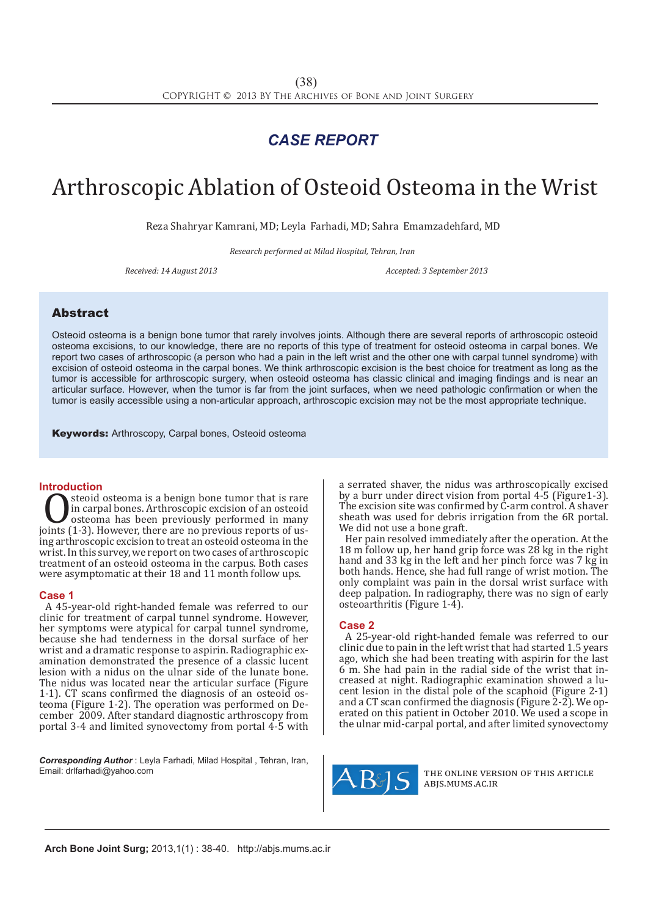**CASE REPORT**

# Arthroscopic Ablation of Osteoid Osteoma in the Wrist

Reza Shahryar Kamrani, MD; Leyla Farhadi, MD; Sahra Emamzadehfard, MD

*Research performed at Milad Hospital, Tehran, Iran*

*Received: 14 August 2013* *Accepted: 3 September 2013*

## Abstract

Osteoid osteoma is a benign bone tumor that rarely involves joints. Although there are several reports of arthroscopic osteoid osteoma excisions, to our knowledge, there are no reports of this type of treatment for osteoid osteoma in carpal bones. We report two cases of arthroscopic (a person who had a pain in the left wrist and the other one with carpal tunnel syndrome) with excision of osteoid osteoma in the carpal bones. We think arthroscopic excision is the best choice for treatment as long as the tumor is accessible for arthroscopic surgery, when osteoid osteoma has classic clinical and imaging findings and is near an articular surface. However, when the tumor is far from the joint surfaces, when we need pathologic confirmation or when the tumor is easily accessible using a non-articular approach, arthroscopic excision may not be the most appropriate technique.

**Keywords:** Arthroscopy, Carpal bones, Osteoid osteoma

## Introduction

Osteoid osteoma is a benign bone tumor that is rare in carpal bones. Arthroscopic excision of an osteoid osteoma has been previously performed in many joints (1-3). However, there are no previous reports of using arthroscopic excision to treat an osteoid osteoma in the wrist. In this survey, we report on two cases of arthroscopic treatment of an osteoid osteoma in the carpus. Both cases were asymptomatic at their 18 and 11 month follow ups.

## Case 1

A 45-year-old right-handed female was referred to our clinic for treatment of carpal tunnel syndrome. However, her symptoms were atypical for carpal tunnel syndrome, because she had tenderness in the dorsal surface of her wrist and a dramatic response to aspirin. Radiographic examination demonstrated the presence of a classic lucent lesion with a nidus on the ulnar side of the lunate bone. The nidus was located near the articular surface (Figure 1-1). CT scans confirmed the diagnosis of an osteoid osteoma (Figure 1-2). The operation was performed on December 2009. After standard diagnostic arthroscopy from portal 3-4 and limited synovectomy from portal 4-5 with a serrated shaver, the nidus was arthroscopically excised by a burr under direct vision from portal 4-5 (Figure1-3). The excision site was confirmed by C-arm control. A shaver sheath was used for debris irrigation from the 6R portal. We did not use a bone graft.

Her pain resolved immediately after the operation. At the 18 m follow up, her hand grip force was 28 kg in the right hand and 33 kg in the left and her pinch force was 7 kg in both hands. Hence, she had full range of wrist motion. The only complaint was pain in the dorsal wrist surface with deep palpation. In radiography, there was no sign of early osteoarthritis (Figure 1-4).

## Case 2

A 25-year-old right-handed female was referred to our clinic due to pain in the left wrist that had started 1.5 years ago, which she had been treating with aspirin for the last 6 m. She had pain in the radial side of the wrist that increased at night. Radiographic examination showed a lucent lesion in the distal pole of the scaphoid (Figure 2-1) and a CT scan confirmed the diagnosis (Figure 2-2). We operated on this patient in October 2010. We used a scope in the ulnar mid-carpal portal, and after limited synovectomy

*Corresponding Author*: Leyla Farhadi, Milad Hospital , Tehran, Iran,
Email: drlfarhadi@yahoo.com

THE ONLINE VERSION OF THIS ARTICLE
ABJS.MUMS.AC.IR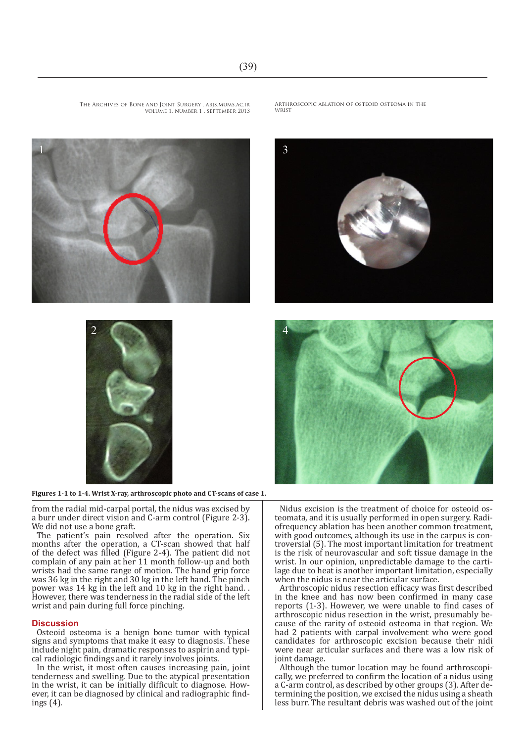Figures 1-1 to 1-4. Wrist X-ray, arthroscopic photo and CT-scans of case 1.

from the radial mid-carpal portal, the nidus was excised by a burr under direct vision and C-arm control (Figure 2-3). We did not use a bone graft.

The patient's pain resolved after the operation. Six months after the operation, a CT-scan showed that half of the defect was filled (Figure 2-4). The patient did not complain of any pain at her 11 month follow-up and both wrists had the same range of motion. The hand grip force was 36 kg in the right and 30 kg in the left hand. The pinch power was 14 kg in the left and 10 kg in the right hand. . However, there was tenderness in the radial side of the left wrist and pain during full force pinching.

## Discussion

Osteoid osteoma is a benign bone tumor with typical signs and symptoms that make it easy to diagnosis. These include night pain, dramatic responses to aspirin and typical radiologic findings and it rarely involves joints.

In the wrist, it most often causes increasing pain, joint tenderness and swelling. Due to the atypical presentation in the wrist, it can be initially difficult to diagnose. However, it can be diagnosed by clinical and radiographic findings (4).

Nidus excision is the treatment of choice for osteoid osteomata, and it is usually performed in open surgery. Radiofrequency ablation has been another common treatment, with good outcomes, although its use in the carpus is controversial (5). The most important limitation for treatment is the risk of neurovascular and soft tissue damage in the wrist. In our opinion, unpredictable damage to the cartilage due to heat is another important limitation, especially when the nidus is near the articular surface.

Arthroscopic nidus resection efficacy was first described in the knee and has now been confirmed in many case reports (1-3). However, we were unable to find cases of arthroscopic nidus resection in the wrist, presumably because of the rarity of osteoid osteoma in that region. We had 2 patients with carpal involvement who were good candidates for arthroscopic excision because their nidi were near articular surfaces and there was a low risk of joint damage.

Although the tumor location may be found arthroscopically, we preferred to confirm the location of a nidus using a C-arm control, as described by other groups (3). After determining the position, we excised the nidus using a sheath less burr. The resultant debris was washed out of the joint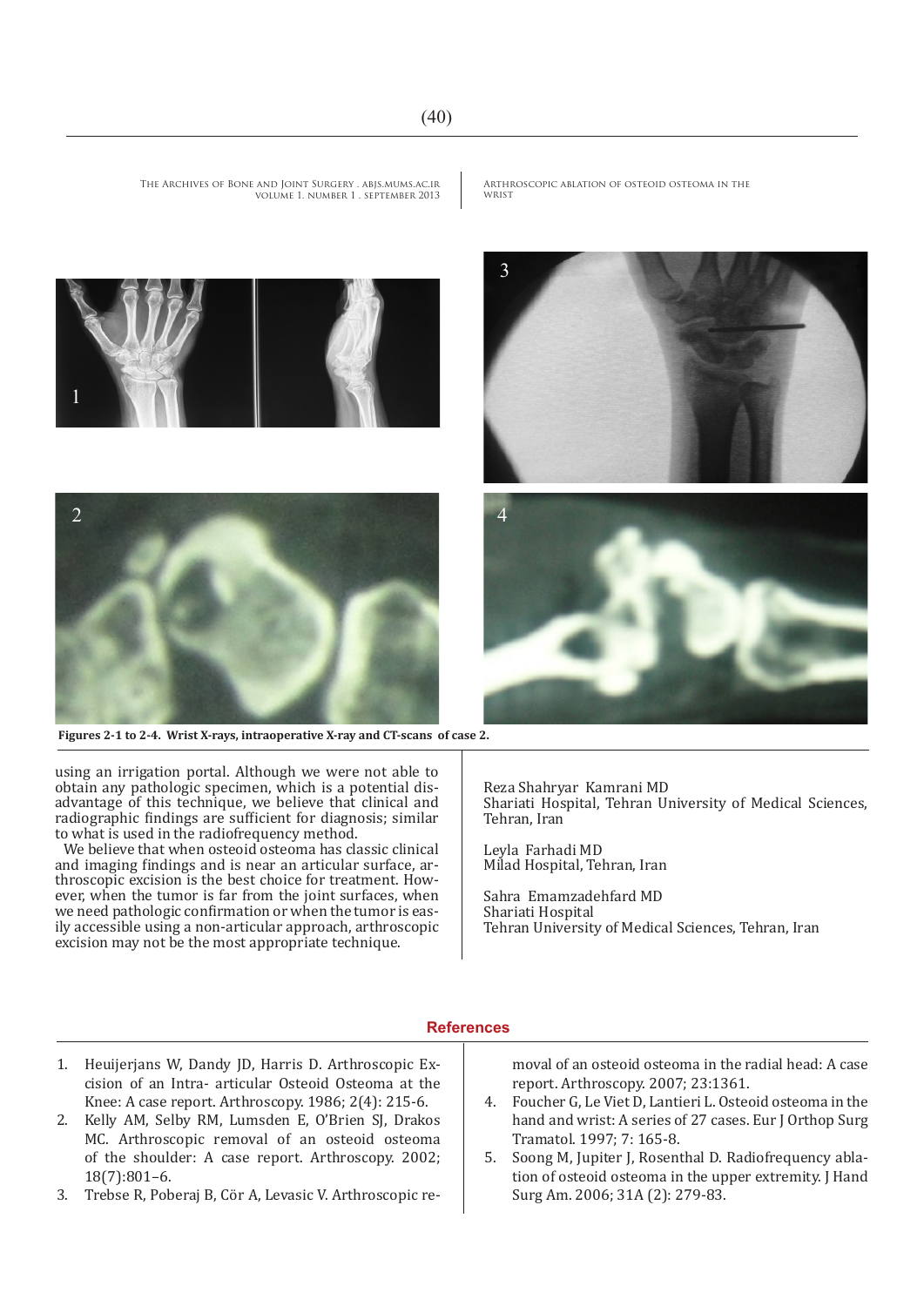Figures 2-1 to 2-4. Wrist X-rays, intraoperative X-ray and CT-scans of case 2.

using an irrigation portal. Although we were not able to obtain any pathologic specimen, which is a potential disadvantage of this technique, we believe that clinical and radiographic findings are sufficient for diagnosis; similar to what is used in the radiofrequency method.

We believe that when osteoid osteoma has classic clinical and imaging findings and is near an articular surface, arthroscopic excision is the best choice for treatment. However, when the tumor is far from the joint surfaces, when we need pathologic confirmation or when the tumor is easily accessible using a non-articular approach, arthroscopic excision may not be the most appropriate technique.

Reza Shahryar Kamrani MD
Shariati Hospital, Tehran University of Medical Sciences, Tehran, Iran

Leyla Farhadi MD
Milad Hospital, Tehran, Iran

Sahra Emamzadehfard MD
Shariati Hospital
Tehran University of Medical Sciences, Tehran, Iran

## References

1. Heuijerjans W, Dandy JD, Harris D. Arthroscopic Excision of an Intra- articular Osteoid Osteoma at the Knee: A case report. Arthroscopy. 1986; 2(4): 215-6.
2. Kelly AM, Selby RM, Lumsden E, O'Brien SJ, Drakos MC. Arthroscopic removal of an osteoid osteoma of the shoulder: A case report. Arthroscopy. 2002; 18(7):801–6.
3. Trebse R, Poberaj B, Cör A, Levasic V. Arthroscopic removal of an osteoid osteoma in the radial head: A case report. Arthroscopy. 2007; 23:1361.
4. Foucher G, Le Viet D, Lantieri L. Osteoid osteoma in the hand and wrist: A series of 27 cases. Eur J Orthop Surg Tramatol. 1997; 7: 165-8.
5. Soong M, Jupiter J, Rosenthal D. Radiofrequency ablation of osteoid osteoma in the upper extremity. J Hand Surg Am. 2006; 31A (2): 279-83.